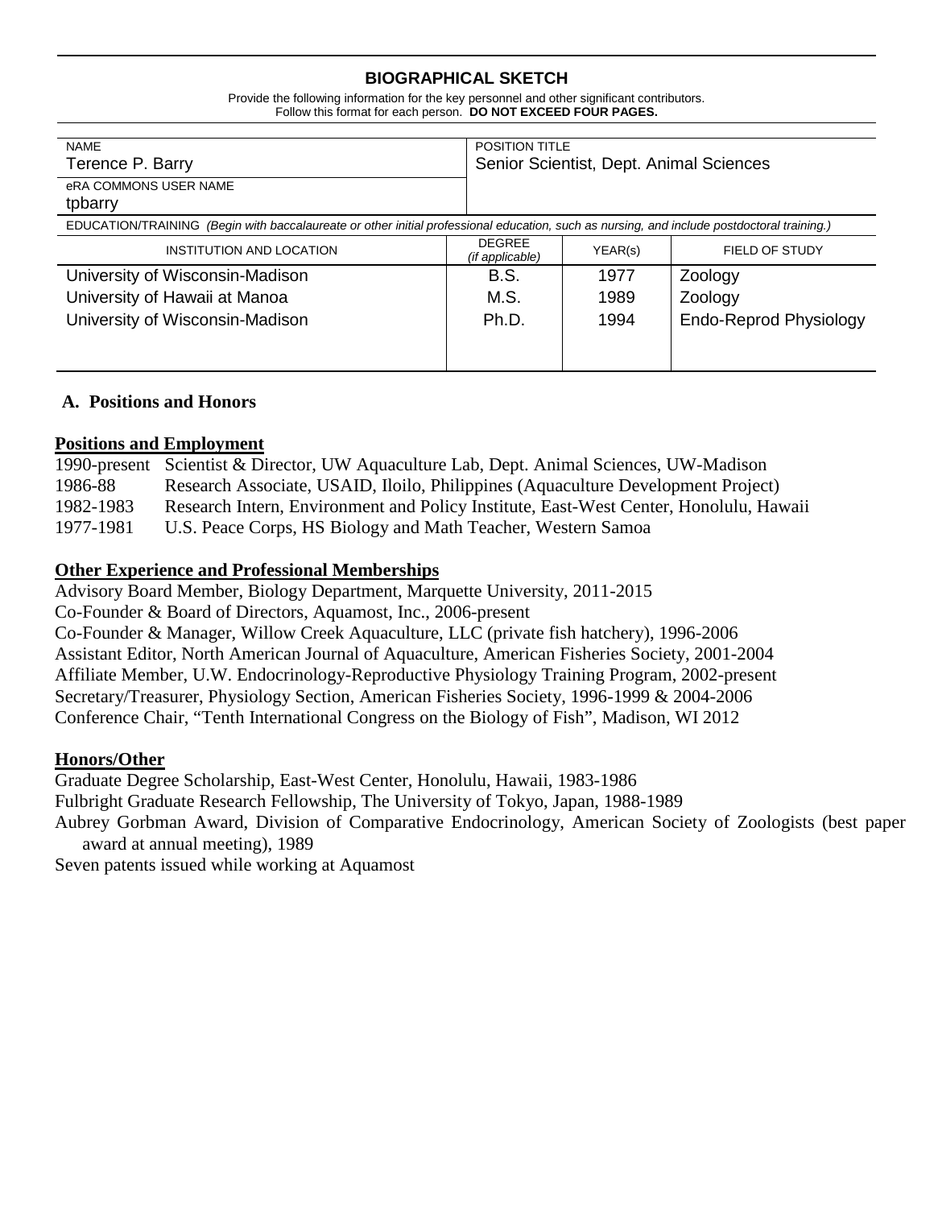# BIOGRAPHICAL SKETCH

Provide the following information for the key personnel and other significant contributors.
Follow this format for each person. **DO NOT EXCEED FOUR PAGES.**

| NAME | POSITION TITLE |
|---|---|
| Terence P. Barry | Senior Scientist, Dept. Animal Sciences |
| eRA COMMONS USER NAME | |
| tpbarry | |

EDUCATION/TRAINING *(Begin with baccalaureate or other initial professional education, such as nursing, and include postdoctoral training.)*

| INSTITUTION AND LOCATION | DEGREE *(if applicable)* | YEAR(s) | FIELD OF STUDY |
|---|---|---|---|
| University of Wisconsin-Madison | B.S. | 1977 | Zoology |
| University of Hawaii at Manoa | M.S. | 1989 | Zoology |
| University of Wisconsin-Madison | Ph.D. | 1994 | Endo-Reprod Physiology |

## A. Positions and Honors

### Positions and Employment

1990-present Scientist & Director, UW Aquaculture Lab, Dept. Animal Sciences, UW-Madison
1986-88 Research Associate, USAID, Iloilo, Philippines (Aquaculture Development Project)
1982-1983 Research Intern, Environment and Policy Institute, East-West Center, Honolulu, Hawaii
1977-1981 U.S. Peace Corps, HS Biology and Math Teacher, Western Samoa

### Other Experience and Professional Memberships

Advisory Board Member, Biology Department, Marquette University, 2011-2015
Co-Founder & Board of Directors, Aquamost, Inc., 2006-present
Co-Founder & Manager, Willow Creek Aquaculture, LLC (private fish hatchery), 1996-2006
Assistant Editor, North American Journal of Aquaculture, American Fisheries Society, 2001-2004
Affiliate Member, U.W. Endocrinology-Reproductive Physiology Training Program, 2002-present
Secretary/Treasurer, Physiology Section, American Fisheries Society, 1996-1999 & 2004-2006
Conference Chair, "Tenth International Congress on the Biology of Fish", Madison, WI 2012

### Honors/Other

Graduate Degree Scholarship, East-West Center, Honolulu, Hawaii, 1983-1986
Fulbright Graduate Research Fellowship, The University of Tokyo, Japan, 1988-1989
Aubrey Gorbman Award, Division of Comparative Endocrinology, American Society of Zoologists (best paper award at annual meeting), 1989
Seven patents issued while working at Aquamost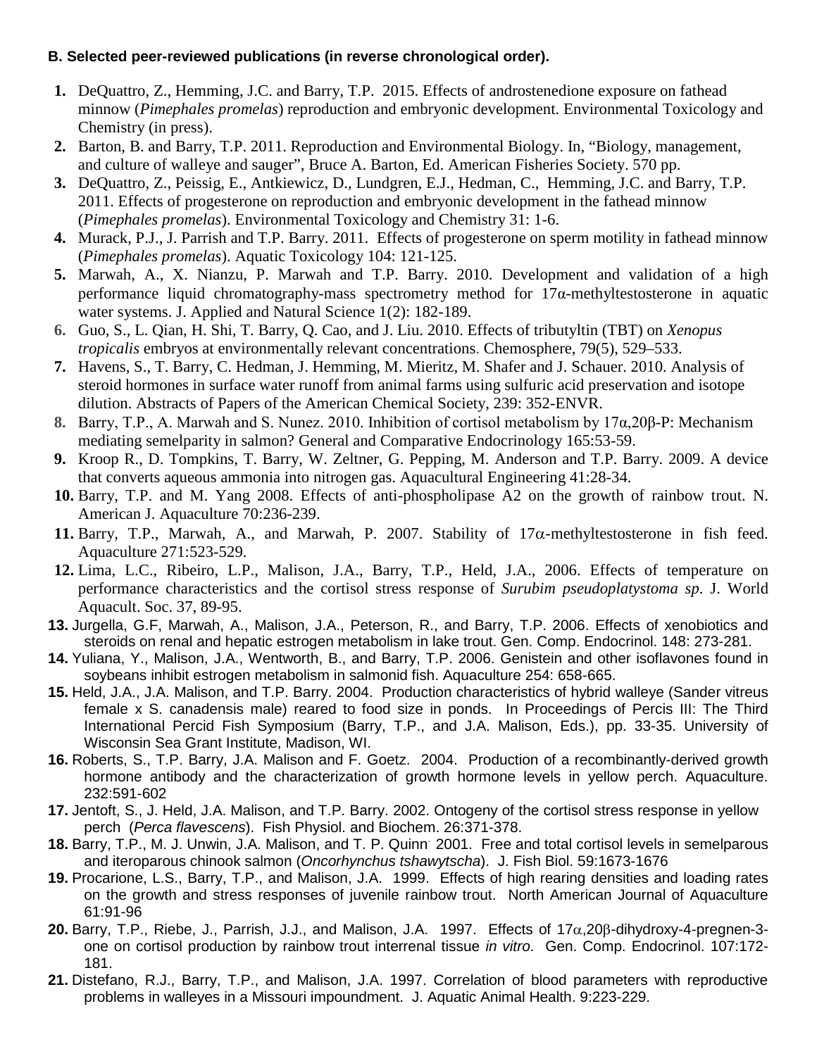**B. Selected peer-reviewed publications (in reverse chronological order).**

1. DeQuattro, Z., Hemming, J.C. and Barry, T.P. 2015. Effects of androstenedione exposure on fathead minnow (*Pimephales promelas*) reproduction and embryonic development. Environmental Toxicology and Chemistry (in press).
2. Barton, B. and Barry, T.P. 2011. Reproduction and Environmental Biology. In, "Biology, management, and culture of walleye and sauger", Bruce A. Barton, Ed. American Fisheries Society. 570 pp.
3. DeQuattro, Z., Peissig, E., Antkiewicz, D., Lundgren, E.J., Hedman, C., Hemming, J.C. and Barry, T.P. 2011. Effects of progesterone on reproduction and embryonic development in the fathead minnow (*Pimephales promelas*). Environmental Toxicology and Chemistry 31: 1-6.
4. Murack, P.J., J. Parrish and T.P. Barry. 2011. Effects of progesterone on sperm motility in fathead minnow (*Pimephales promelas*). Aquatic Toxicology 104: 121-125.
5. Marwah, A., X. Nianzu, P. Marwah and T.P. Barry. 2010. Development and validation of a high performance liquid chromatography-mass spectrometry method for 17α-methyltestosterone in aquatic water systems. J. Applied and Natural Science 1(2): 182-189.
6. Guo, S., L. Qian, H. Shi, T. Barry, Q. Cao, and J. Liu. 2010. Effects of tributyltin (TBT) on *Xenopus tropicalis* embryos at environmentally relevant concentrations. Chemosphere, 79(5), 529–533.
7. Havens, S., T. Barry, C. Hedman, J. Hemming, M. Mieritz, M. Shafer and J. Schauer. 2010. Analysis of steroid hormones in surface water runoff from animal farms using sulfuric acid preservation and isotope dilution. Abstracts of Papers of the American Chemical Society, 239: 352-ENVR.
8. Barry, T.P., A. Marwah and S. Nunez. 2010. Inhibition of cortisol metabolism by 17α,20β-P: Mechanism mediating semelparity in salmon? General and Comparative Endocrinology 165:53-59.
9. Kroop R., D. Tompkins, T. Barry, W. Zeltner, G. Pepping, M. Anderson and T.P. Barry. 2009. A device that converts aqueous ammonia into nitrogen gas. Aquacultural Engineering 41:28-34.
10. Barry, T.P. and M. Yang 2008. Effects of anti-phospholipase A2 on the growth of rainbow trout. N. American J. Aquaculture 70:236-239.
11. Barry, T.P., Marwah, A., and Marwah, P. 2007. Stability of 17α-methyltestosterone in fish feed. Aquaculture 271:523-529.
12. Lima, L.C., Ribeiro, L.P., Malison, J.A., Barry, T.P., Held, J.A., 2006. Effects of temperature on performance characteristics and the cortisol stress response of *Surubim pseudoplatystoma sp*. J. World Aquacult. Soc. 37, 89-95.
13. Jurgella, G.F, Marwah, A., Malison, J.A., Peterson, R., and Barry, T.P. 2006. Effects of xenobiotics and steroids on renal and hepatic estrogen metabolism in lake trout. Gen. Comp. Endocrinol. 148: 273-281.
14. Yuliana, Y., Malison, J.A., Wentworth, B., and Barry, T.P. 2006. Genistein and other isoflavones found in soybeans inhibit estrogen metabolism in salmonid fish. Aquaculture 254: 658-665.
15. Held, J.A., J.A. Malison, and T.P. Barry. 2004. Production characteristics of hybrid walleye (Sander vitreus female x S. canadensis male) reared to food size in ponds. In Proceedings of Percis III: The Third International Percid Fish Symposium (Barry, T.P., and J.A. Malison, Eds.), pp. 33-35. University of Wisconsin Sea Grant Institute, Madison, WI.
16. Roberts, S., T.P. Barry, J.A. Malison and F. Goetz. 2004. Production of a recombinantly-derived growth hormone antibody and the characterization of growth hormone levels in yellow perch. Aquaculture. 232:591-602
17. Jentoft, S., J. Held, J.A. Malison, and T.P. Barry. 2002. Ontogeny of the cortisol stress response in yellow perch (*Perca flavescens*). Fish Physiol. and Biochem. 26:371-378.
18. Barry, T.P., M. J. Unwin, J.A. Malison, and T. P. Quinn. 2001. Free and total cortisol levels in semelparous and iteroparous chinook salmon (*Oncorhynchus tshawytscha*). J. Fish Biol. 59:1673-1676
19. Procarione, L.S., Barry, T.P., and Malison, J.A. 1999. Effects of high rearing densities and loading rates on the growth and stress responses of juvenile rainbow trout. North American Journal of Aquaculture 61:91-96
20. Barry, T.P., Riebe, J., Parrish, J.J., and Malison, J.A. 1997. Effects of 17α,20β-dihydroxy-4-pregnen-3-one on cortisol production by rainbow trout interrenal tissue *in vitro*. Gen. Comp. Endocrinol. 107:172-181.
21. Distefano, R.J., Barry, T.P., and Malison, J.A. 1997. Correlation of blood parameters with reproductive problems in walleyes in a Missouri impoundment. J. Aquatic Animal Health. 9:223-229.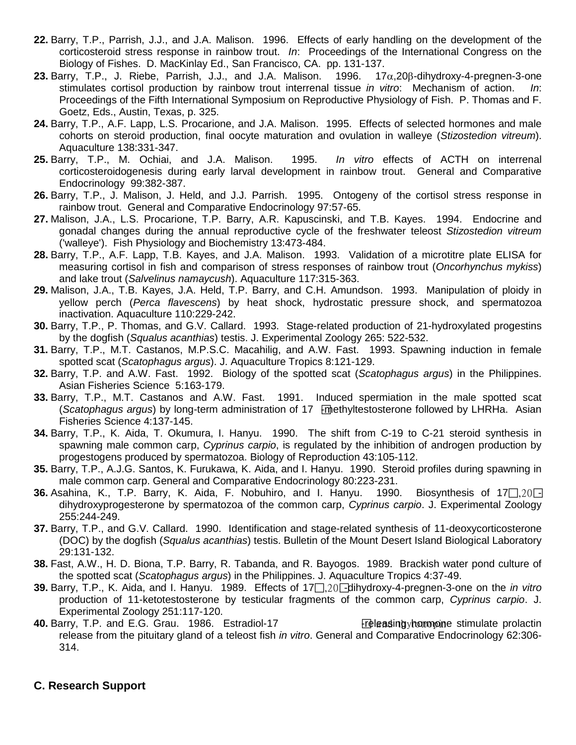**22.** Barry, T.P., Parrish, J.J., and J.A. Malison. 1996. Effects of early handling on the development of the corticosteroid stress response in rainbow trout. *In*: Proceedings of the International Congress on the Biology of Fishes. D. MacKinlay Ed., San Francisco, CA. pp. 131-137.

**23.** Barry, T.P., J. Riebe, Parrish, J.J., and J.A. Malison. 1996. 17α,20β-dihydroxy-4-pregnen-3-one stimulates cortisol production by rainbow trout interrenal tissue *in vitro*: Mechanism of action. *In*: Proceedings of the Fifth International Symposium on Reproductive Physiology of Fish. P. Thomas and F. Goetz, Eds., Austin, Texas, p. 325.

**24.** Barry, T.P., A.F. Lapp, L.S. Procarione, and J.A. Malison. 1995. Effects of selected hormones and male cohorts on steroid production, final oocyte maturation and ovulation in walleye (*Stizostedion vitreum*). Aquaculture 138:331-347.

**25.** Barry, T.P., M. Ochiai, and J.A. Malison. 1995. *In vitro* effects of ACTH on interrenal corticosteroidogenesis during early larval development in rainbow trout. General and Comparative Endocrinology 99:382-387.

**26.** Barry, T.P., J. Malison, J. Held, and J.J. Parrish. 1995. Ontogeny of the cortisol stress response in rainbow trout. General and Comparative Endocrinology 97:57-65.

**27.** Malison, J.A., L.S. Procarione, T.P. Barry, A.R. Kapuscinski, and T.B. Kayes. 1994. Endocrine and gonadal changes during the annual reproductive cycle of the freshwater teleost *Stizostedion vitreum* ('walleye'). Fish Physiology and Biochemistry 13:473-484.

**28.** Barry, T.P., A.F. Lapp, T.B. Kayes, and J.A. Malison. 1993. Validation of a microtitre plate ELISA for measuring cortisol in fish and comparison of stress responses of rainbow trout (*Oncorhynchus mykiss*) and lake trout (*Salvelinus namaycush*). Aquaculture 117:315-363.

**29.** Malison, J.A., T.B. Kayes, J.A. Held, T.P. Barry, and C.H. Amundson. 1993. Manipulation of ploidy in yellow perch (*Perca flavescens*) by heat shock, hydrostatic pressure shock, and spermatozoa inactivation. Aquaculture 110:229-242.

**30.** Barry, T.P., P. Thomas, and G.V. Callard. 1993. Stage-related production of 21-hydroxylated progestins by the dogfish (*Squalus acanthias*) testis. J. Experimental Zoology 265: 522-532.

**31.** Barry, T.P., M.T. Castanos, M.P.S.C. Macahilig, and A.W. Fast. 1993. Spawning induction in female spotted scat (*Scatophagus argus*). J. Aquaculture Tropics 8:121-129.

**32.** Barry, T.P. and A.W. Fast. 1992. Biology of the spotted scat (*Scatophagus argus*) in the Philippines. Asian Fisheries Science 5:163-179.

**33.** Barry, T.P., M.T. Castanos and A.W. Fast. 1991. Induced spermiation in the male spotted scat (*Scatophagus argus*) by long-term administration of 17 -methyltestosterone followed by LHRHa. Asian Fisheries Science 4:137-145.

**34.** Barry, T.P., K. Aida, T. Okumura, I. Hanyu. 1990. The shift from C-19 to C-21 steroid synthesis in spawning male common carp, *Cyprinus carpio*, is regulated by the inhibition of androgen production by progestogens produced by spermatozoa. Biology of Reproduction 43:105-112.

**35.** Barry, T.P., A.J.G. Santos, K. Furukawa, K. Aida, and I. Hanyu. 1990. Steroid profiles during spawning in male common carp. General and Comparative Endocrinology 80:223-231.

**36.** Asahina, K., T.P. Barry, K. Aida, F. Nobuhiro, and I. Hanyu. 1990. Biosynthesis of 17 ,20 -dihydroxyprogesterone by spermatozoa of the common carp, *Cyprinus carpio*. J. Experimental Zoology 255:244-249.

**37.** Barry, T.P., and G.V. Callard. 1990. Identification and stage-related synthesis of 11-deoxycorticosterone (DOC) by the dogfish (*Squalus acanthias*) testis. Bulletin of the Mount Desert Island Biological Laboratory 29:131-132.

**38.** Fast, A.W., H. D. Biona, T.P. Barry, R. Tabanda, and R. Bayogos. 1989. Brackish water pond culture of the spotted scat (*Scatophagus argus*) in the Philippines. J. Aquaculture Tropics 4:37-49.

**39.** Barry, T.P., K. Aida, and I. Hanyu. 1989. Effects of 17 ,20 -dihydroxy-4-pregnen-3-one on the *in vitro* production of 11-ketotestosterone by testicular fragments of the common carp, *Cyprinus carpio*. J. Experimental Zoology 251:117-120.

**40.** Barry, T.P. and E.G. Grau. 1986. Estradiol-17 -releasing hormone stimulate prolactin release from the pituitary gland of a teleost fish *in vitro*. General and Comparative Endocrinology 62:306-314.

## C. Research Support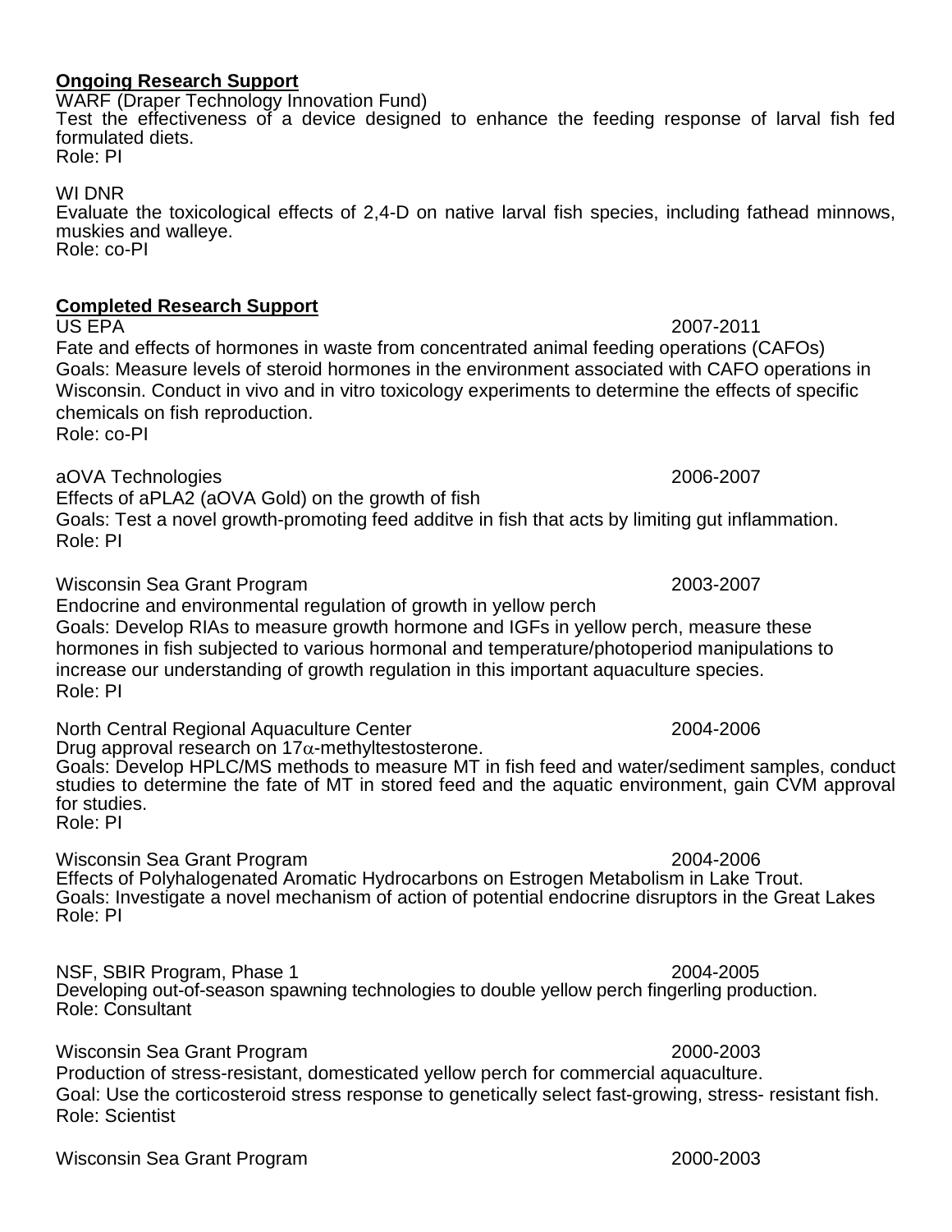**Ongoing Research Support**

WARF (Draper Technology Innovation Fund)
Test the effectiveness of a device designed to enhance the feeding response of larval fish fed formulated diets.
Role: PI

WI DNR
Evaluate the toxicological effects of 2,4-D on native larval fish species, including fathead minnows, muskies and walleye.
Role: co-PI

**Completed Research Support**

US EPA 2007-2011
Fate and effects of hormones in waste from concentrated animal feeding operations (CAFOs)
Goals: Measure levels of steroid hormones in the environment associated with CAFO operations in Wisconsin. Conduct in vivo and in vitro toxicology experiments to determine the effects of specific chemicals on fish reproduction.
Role: co-PI

aOVA Technologies 2006-2007
Effects of aPLA2 (aOVA Gold) on the growth of fish
Goals: Test a novel growth-promoting feed additve in fish that acts by limiting gut inflammation.
Role: PI

Wisconsin Sea Grant Program 2003-2007
Endocrine and environmental regulation of growth in yellow perch
Goals: Develop RIAs to measure growth hormone and IGFs in yellow perch, measure these hormones in fish subjected to various hormonal and temperature/photoperiod manipulations to increase our understanding of growth regulation in this important aquaculture species.
Role: PI

North Central Regional Aquaculture Center 2004-2006
Drug approval research on 17$\alpha$-methyltestosterone.
Goals: Develop HPLC/MS methods to measure MT in fish feed and water/sediment samples, conduct studies to determine the fate of MT in stored feed and the aquatic environment, gain CVM approval for studies.
Role: PI

Wisconsin Sea Grant Program 2004-2006
Effects of Polyhalogenated Aromatic Hydrocarbons on Estrogen Metabolism in Lake Trout.
Goals: Investigate a novel mechanism of action of potential endocrine disruptors in the Great Lakes
Role: PI

NSF, SBIR Program, Phase 1 2004-2005
Developing out-of-season spawning technologies to double yellow perch fingerling production.
Role: Consultant

Wisconsin Sea Grant Program 2000-2003
Production of stress-resistant, domesticated yellow perch for commercial aquaculture.
Goal: Use the corticosteroid stress response to genetically select fast-growing, stress- resistant fish.
Role: Scientist

Wisconsin Sea Grant Program 2000-2003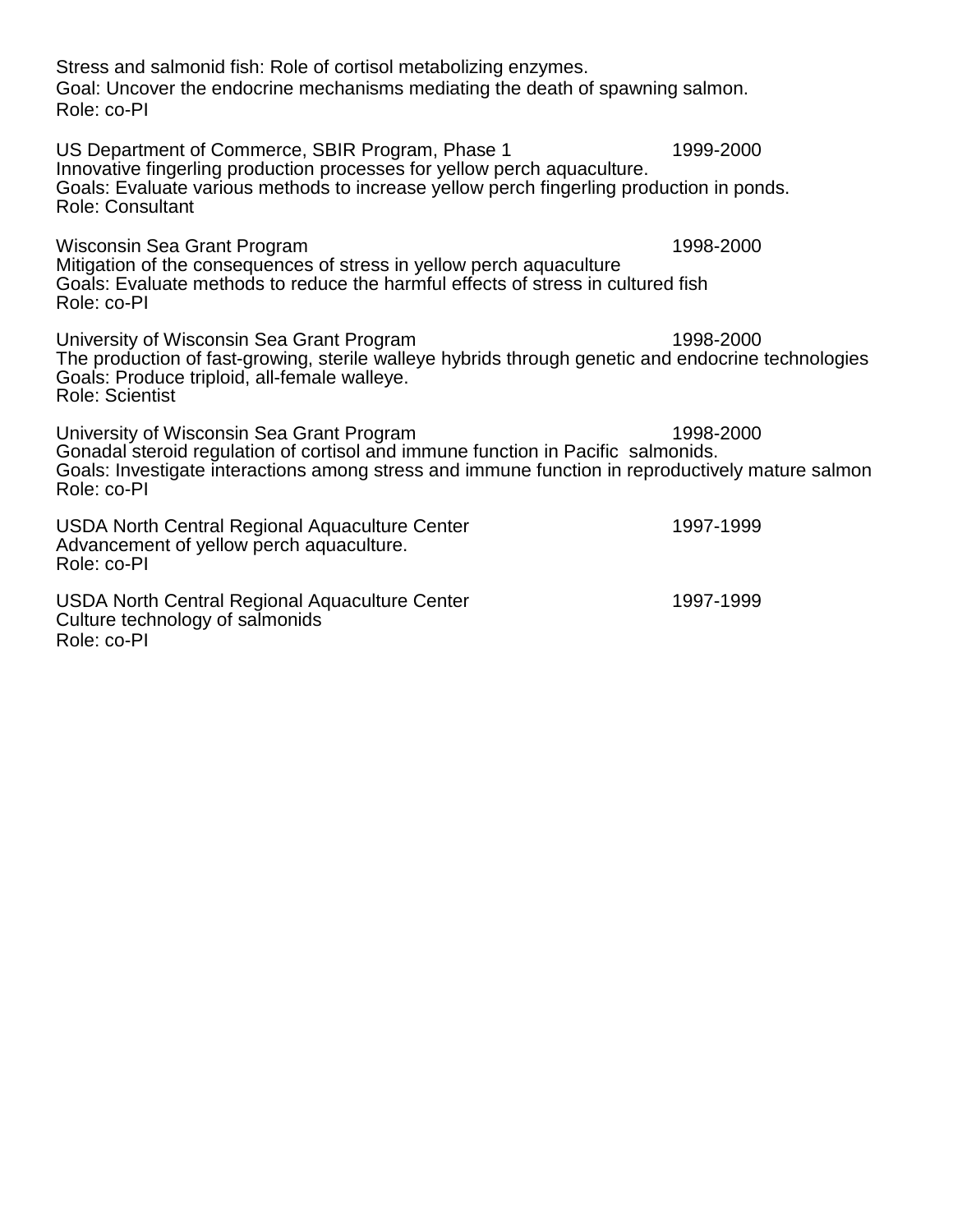Stress and salmonid fish: Role of cortisol metabolizing enzymes.
Goal: Uncover the endocrine mechanisms mediating the death of spawning salmon.
Role: co-PI

US Department of Commerce, SBIR Program, Phase 1 1999-2000
Innovative fingerling production processes for yellow perch aquaculture.
Goals: Evaluate various methods to increase yellow perch fingerling production in ponds.
Role: Consultant

Wisconsin Sea Grant Program 1998-2000
Mitigation of the consequences of stress in yellow perch aquaculture
Goals: Evaluate methods to reduce the harmful effects of stress in cultured fish
Role: co-PI

University of Wisconsin Sea Grant Program 1998-2000
The production of fast-growing, sterile walleye hybrids through genetic and endocrine technologies
Goals: Produce triploid, all-female walleye.
Role: Scientist

University of Wisconsin Sea Grant Program 1998-2000
Gonadal steroid regulation of cortisol and immune function in Pacific salmonids.
Goals: Investigate interactions among stress and immune function in reproductively mature salmon
Role: co-PI

USDA North Central Regional Aquaculture Center 1997-1999
Advancement of yellow perch aquaculture.
Role: co-PI

USDA North Central Regional Aquaculture Center 1997-1999
Culture technology of salmonids
Role: co-PI